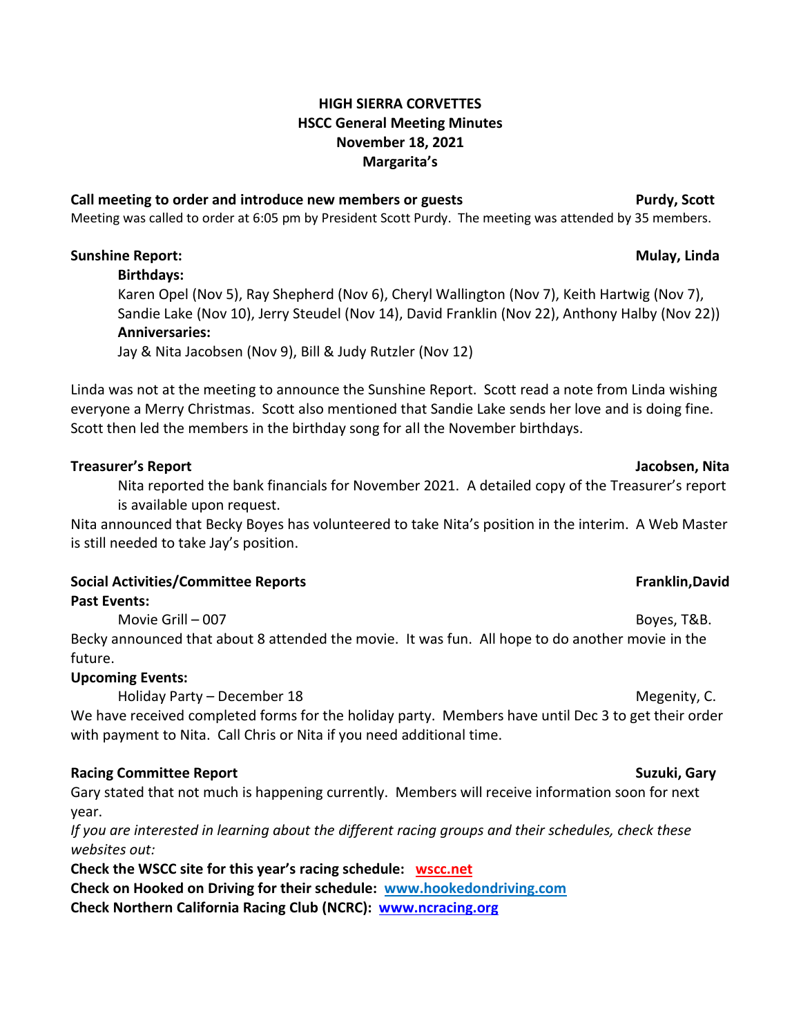# HIGH SIERRA CORVETTES
## HSCC General Meeting Minutes
## November 18, 2021
## Margarita's

**Call meeting to order and introduce new members or guests** **Purdy, Scott**

Meeting was called to order at 6:05 pm by President Scott Purdy. The meeting was attended by 35 members.

**Sunshine Report:** **Mulay, Linda**

**Birthdays:**

Karen Opel (Nov 5), Ray Shepherd (Nov 6), Cheryl Wallington (Nov 7), Keith Hartwig (Nov 7), Sandie Lake (Nov 10), Jerry Steudel (Nov 14), David Franklin (Nov 22), Anthony Halby (Nov 22))

**Anniversaries:**

Jay & Nita Jacobsen (Nov 9), Bill & Judy Rutzler (Nov 12)

Linda was not at the meeting to announce the Sunshine Report. Scott read a note from Linda wishing everyone a Merry Christmas. Scott also mentioned that Sandie Lake sends her love and is doing fine. Scott then led the members in the birthday song for all the November birthdays.

**Treasurer's Report** **Jacobsen, Nita**

Nita reported the bank financials for November 2021. A detailed copy of the Treasurer's report is available upon request.

Nita announced that Becky Boyes has volunteered to take Nita's position in the interim. A Web Master is still needed to take Jay's position.

**Social Activities/Committee Reports** **Franklin,David**

**Past Events:**

Movie Grill – 007 Boyes, T&B.

Becky announced that about 8 attended the movie. It was fun. All hope to do another movie in the future.

**Upcoming Events:**

Holiday Party – December 18 Megenity, C.

We have received completed forms for the holiday party. Members have until Dec 3 to get their order with payment to Nita. Call Chris or Nita if you need additional time.

**Racing Committee Report** **Suzuki, Gary**

Gary stated that not much is happening currently. Members will receive information soon for next year.

*If you are interested in learning about the different racing groups and their schedules, check these websites out:*

**Check the WSCC site for this year's racing schedule: wscc.net**

**Check on Hooked on Driving for their schedule: www.hookedondriving.com**

**Check Northern California Racing Club (NCRC): www.ncracing.org**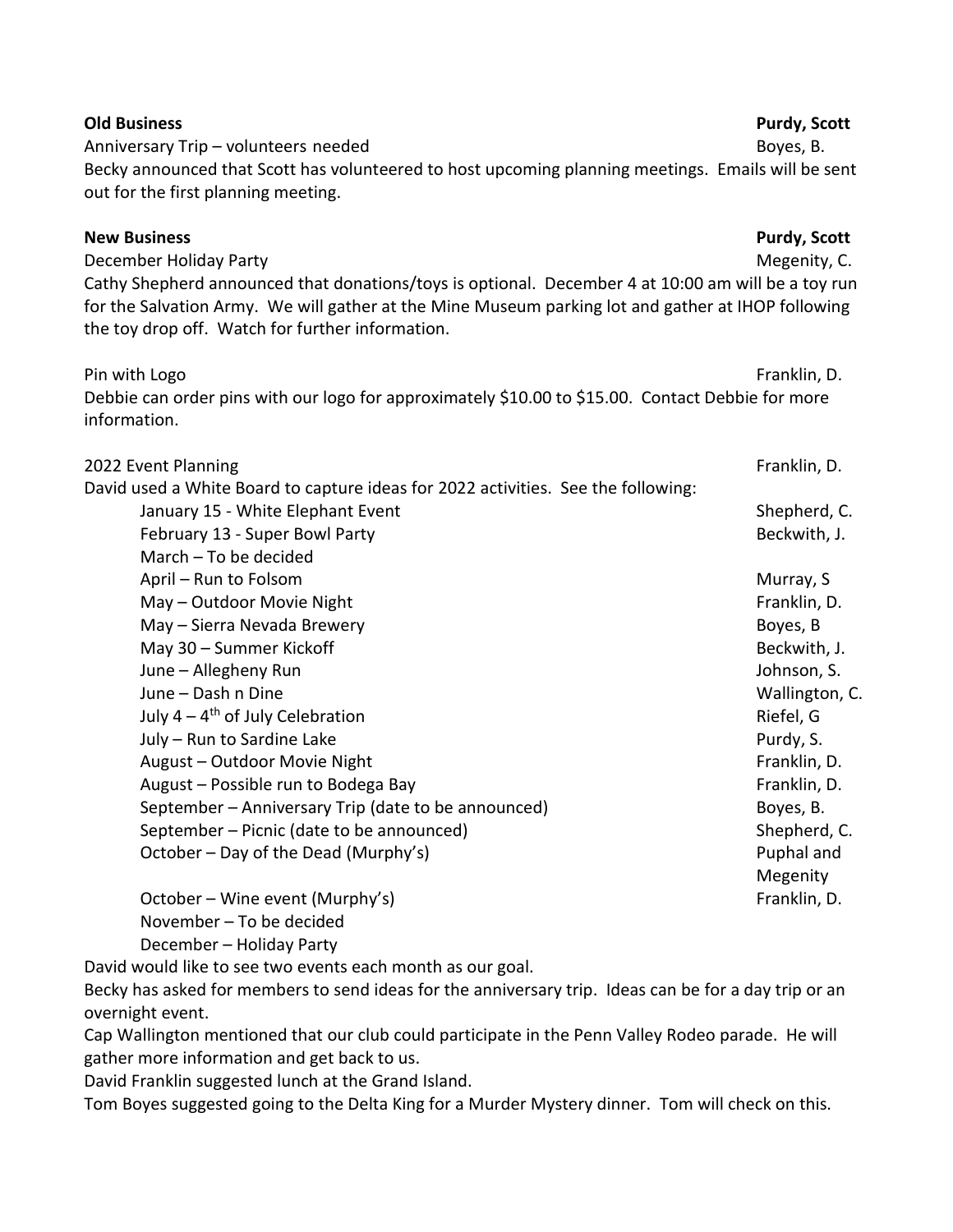**Old Business** **Purdy, Scott**

Anniversary Trip – volunteers needed Boyes, B.

Becky announced that Scott has volunteered to host upcoming planning meetings. Emails will be sent out for the first planning meeting.

**New Business** **Purdy, Scott**

December Holiday Party Megenity, C.

Cathy Shepherd announced that donations/toys is optional. December 4 at 10:00 am will be a toy run for the Salvation Army. We will gather at the Mine Museum parking lot and gather at IHOP following the toy drop off. Watch for further information.

Pin with Logo Franklin, D.

Debbie can order pins with our logo for approximately $10.00 to $15.00. Contact Debbie for more information.

2022 Event Planning Franklin, D.

David used a White Board to capture ideas for 2022 activities. See the following:

| Event | Contact |
|---|---|
| January 15 - White Elephant Event | Shepherd, C. |
| February 13 - Super Bowl Party | Beckwith, J. |
| March – To be decided | |
| April – Run to Folsom | Murray, S |
| May – Outdoor Movie Night | Franklin, D. |
| May – Sierra Nevada Brewery | Boyes, B |
| May 30 – Summer Kickoff | Beckwith, J. |
| June – Allegheny Run | Johnson, S. |
| June – Dash n Dine | Wallington, C. |
| July 4 – 4th of July Celebration | Riefel, G |
| July – Run to Sardine Lake | Purdy, S. |
| August – Outdoor Movie Night | Franklin, D. |
| August – Possible run to Bodega Bay | Franklin, D. |
| September – Anniversary Trip (date to be announced) | Boyes, B. |
| September – Picnic (date to be announced) | Shepherd, C. |
| October – Day of the Dead (Murphy's) | Puphal and Megenity |
| October – Wine event (Murphy's) | Franklin, D. |
| November – To be decided | |
| December – Holiday Party | |

David would like to see two events each month as our goal.

Becky has asked for members to send ideas for the anniversary trip. Ideas can be for a day trip or an overnight event.

Cap Wallington mentioned that our club could participate in the Penn Valley Rodeo parade. He will gather more information and get back to us.

David Franklin suggested lunch at the Grand Island.

Tom Boyes suggested going to the Delta King for a Murder Mystery dinner. Tom will check on this.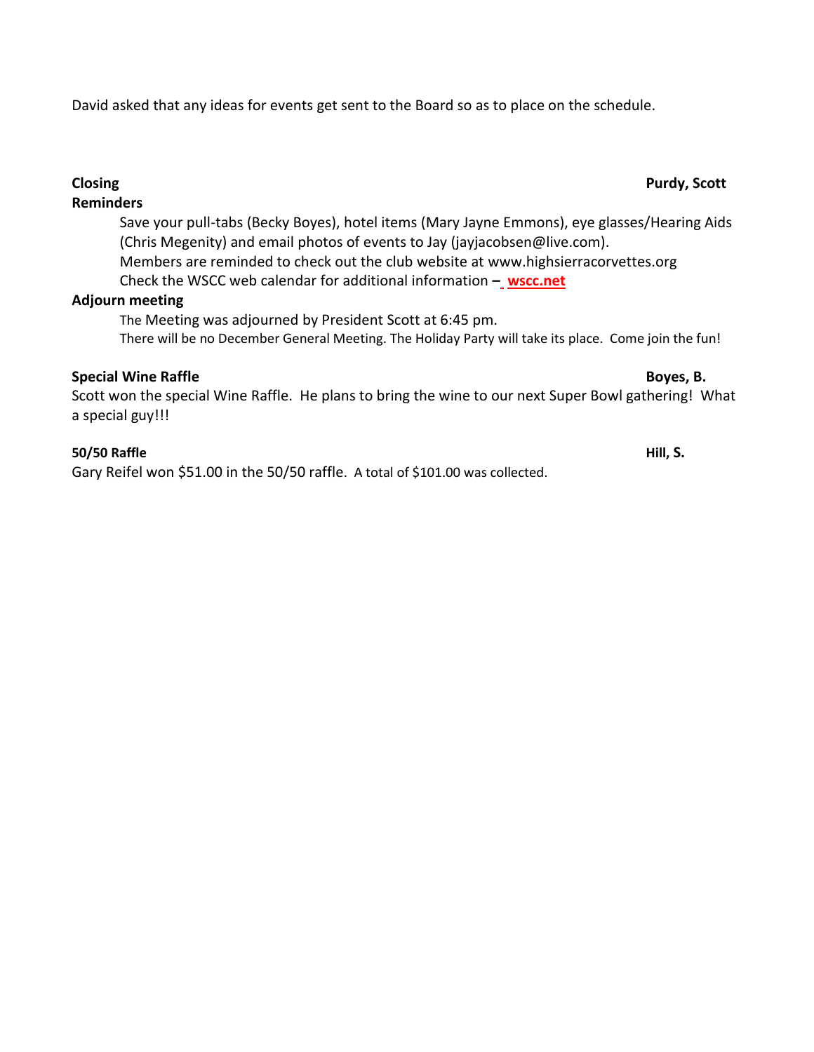David asked that any ideas for events get sent to the Board so as to place on the schedule.

**Closing** **Purdy, Scott**

**Reminders**

Save your pull-tabs (Becky Boyes), hotel items (Mary Jayne Emmons), eye glasses/Hearing Aids (Chris Megenity) and email photos of events to Jay (jayjacobsen@live.com).

Members are reminded to check out the club website at www.highsierracorvettes.org

Check the WSCC web calendar for additional information – **wscc.net**

**Adjourn meeting**

The Meeting was adjourned by President Scott at 6:45 pm.

There will be no December General Meeting. The Holiday Party will take its place. Come join the fun!

**Special Wine Raffle** **Boyes, B.**

Scott won the special Wine Raffle. He plans to bring the wine to our next Super Bowl gathering! What a special guy!!!

**50/50 Raffle** **Hill, S.**

Gary Reifel won $51.00 in the 50/50 raffle. A total of $101.00 was collected.